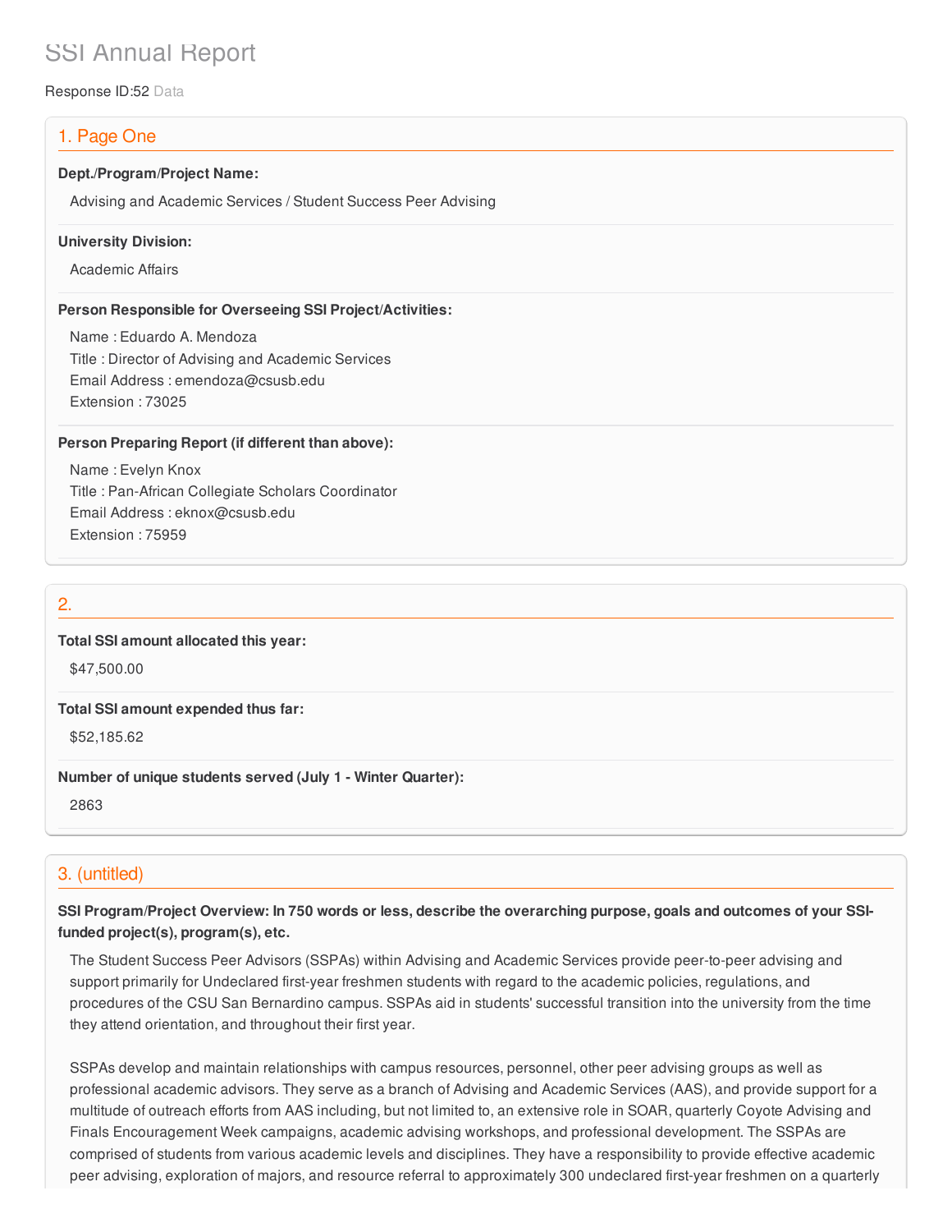# SSI Annual Report

Response ID:52 Data

## 1. Page One

**Dept./Program/Project Name:**

Advising and Academic Services / Student Success Peer Advising

**University Division:**

Academic Affairs

**Person Responsible for Overseeing SSI Project/Activities:**

Name : Eduardo A. Mendoza
Title : Director of Advising and Academic Services
Email Address : emendoza@csusb.edu
Extension : 73025

**Person Preparing Report (if different than above):**

Name : Evelyn Knox
Title : Pan-African Collegiate Scholars Coordinator
Email Address : eknox@csusb.edu
Extension : 75959

## 2.

**Total SSI amount allocated this year:**

$47,500.00

**Total SSI amount expended thus far:**

$52,185.62

**Number of unique students served (July 1 - Winter Quarter):**

2863

## 3. (untitled)

**SSI Program/Project Overview: In 750 words or less, describe the overarching purpose, goals and outcomes of your SSI-funded project(s), program(s), etc.**

The Student Success Peer Advisors (SSPAs) within Advising and Academic Services provide peer-to-peer advising and support primarily for Undeclared first-year freshmen students with regard to the academic policies, regulations, and procedures of the CSU San Bernardino campus. SSPAs aid in students' successful transition into the university from the time they attend orientation, and throughout their first year.

SSPAs develop and maintain relationships with campus resources, personnel, other peer advising groups as well as professional academic advisors. They serve as a branch of Advising and Academic Services (AAS), and provide support for a multitude of outreach efforts from AAS including, but not limited to, an extensive role in SOAR, quarterly Coyote Advising and Finals Encouragement Week campaigns, academic advising workshops, and professional development. The SSPAs are comprised of students from various academic levels and disciplines. They have a responsibility to provide effective academic peer advising, exploration of majors, and resource referral to approximately 300 undeclared first-year freshmen on a quarterly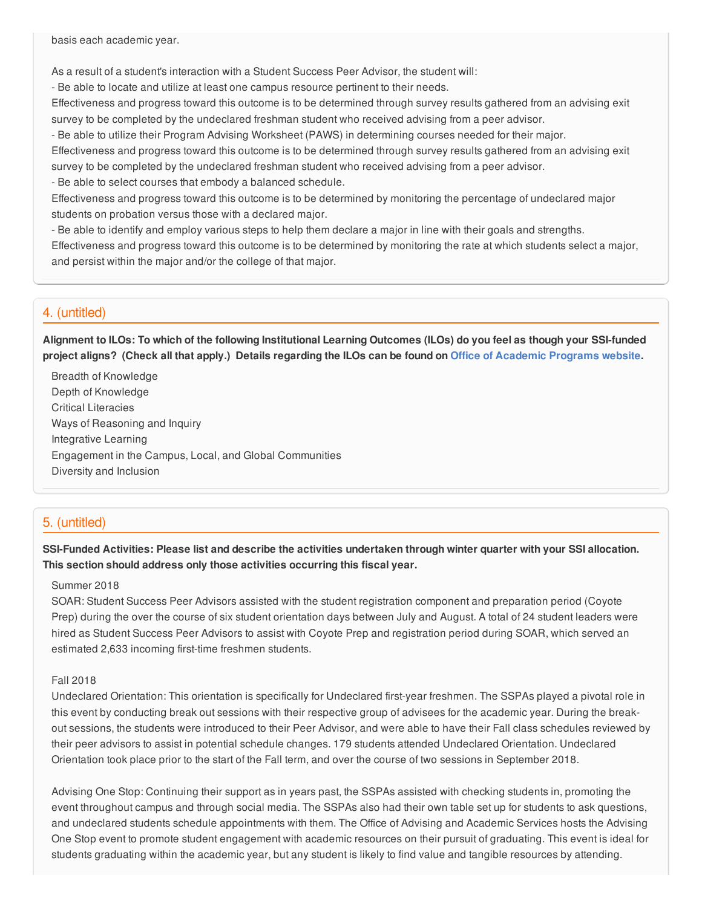basis each academic year.

As a result of a student's interaction with a Student Success Peer Advisor, the student will:
- Be able to locate and utilize at least one campus resource pertinent to their needs.
Effectiveness and progress toward this outcome is to be determined through survey results gathered from an advising exit survey to be completed by the undeclared freshman student who received advising from a peer advisor.
- Be able to utilize their Program Advising Worksheet (PAWS) in determining courses needed for their major.
Effectiveness and progress toward this outcome is to be determined through survey results gathered from an advising exit survey to be completed by the undeclared freshman student who received advising from a peer advisor.
- Be able to select courses that embody a balanced schedule.
Effectiveness and progress toward this outcome is to be determined by monitoring the percentage of undeclared major students on probation versus those with a declared major.
- Be able to identify and employ various steps to help them declare a major in line with their goals and strengths.
Effectiveness and progress toward this outcome is to be determined by monitoring the rate at which students select a major, and persist within the major and/or the college of that major.

## 4. (untitled)

**Alignment to ILOs: To which of the following Institutional Learning Outcomes (ILOs) do you feel as though your SSI-funded project aligns? (Check all that apply.) Details regarding the ILOs can be found on Office of Academic Programs website.**

Breadth of Knowledge
Depth of Knowledge
Critical Literacies
Ways of Reasoning and Inquiry
Integrative Learning
Engagement in the Campus, Local, and Global Communities
Diversity and Inclusion

## 5. (untitled)

**SSI-Funded Activities: Please list and describe the activities undertaken through winter quarter with your SSI allocation. This section should address only those activities occurring this fiscal year.**

Summer 2018
SOAR: Student Success Peer Advisors assisted with the student registration component and preparation period (Coyote Prep) during the over the course of six student orientation days between July and August. A total of 24 student leaders were hired as Student Success Peer Advisors to assist with Coyote Prep and registration period during SOAR, which served an estimated 2,633 incoming first-time freshmen students.

Fall 2018
Undeclared Orientation: This orientation is specifically for Undeclared first-year freshmen. The SSPAs played a pivotal role in this event by conducting break out sessions with their respective group of advisees for the academic year. During the break-out sessions, the students were introduced to their Peer Advisor, and were able to have their Fall class schedules reviewed by their peer advisors to assist in potential schedule changes. 179 students attended Undeclared Orientation. Undeclared Orientation took place prior to the start of the Fall term, and over the course of two sessions in September 2018.

Advising One Stop: Continuing their support as in years past, the SSPAs assisted with checking students in, promoting the event throughout campus and through social media. The SSPAs also had their own table set up for students to ask questions, and undeclared students schedule appointments with them. The Office of Advising and Academic Services hosts the Advising One Stop event to promote student engagement with academic resources on their pursuit of graduating. This event is ideal for students graduating within the academic year, but any student is likely to find value and tangible resources by attending.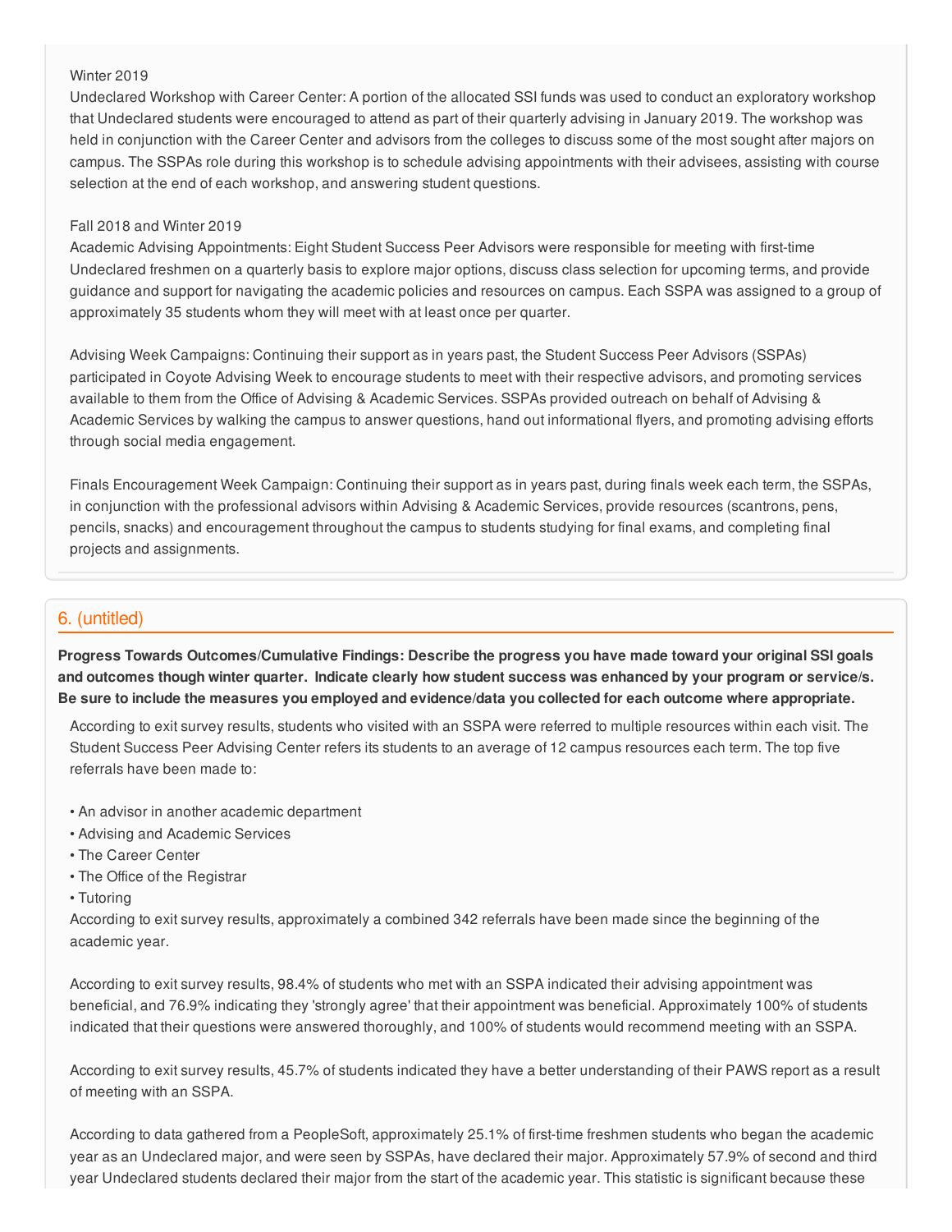Winter 2019

Undeclared Workshop with Career Center: A portion of the allocated SSI funds was used to conduct an exploratory workshop that Undeclared students were encouraged to attend as part of their quarterly advising in January 2019. The workshop was held in conjunction with the Career Center and advisors from the colleges to discuss some of the most sought after majors on campus. The SSPAs role during this workshop is to schedule advising appointments with their advisees, assisting with course selection at the end of each workshop, and answering student questions.

Fall 2018 and Winter 2019

Academic Advising Appointments: Eight Student Success Peer Advisors were responsible for meeting with first-time Undeclared freshmen on a quarterly basis to explore major options, discuss class selection for upcoming terms, and provide guidance and support for navigating the academic policies and resources on campus. Each SSPA was assigned to a group of approximately 35 students whom they will meet with at least once per quarter.

Advising Week Campaigns: Continuing their support as in years past, the Student Success Peer Advisors (SSPAs) participated in Coyote Advising Week to encourage students to meet with their respective advisors, and promoting services available to them from the Office of Advising & Academic Services. SSPAs provided outreach on behalf of Advising & Academic Services by walking the campus to answer questions, hand out informational flyers, and promoting advising efforts through social media engagement.

Finals Encouragement Week Campaign: Continuing their support as in years past, during finals week each term, the SSPAs, in conjunction with the professional advisors within Advising & Academic Services, provide resources (scantrons, pens, pencils, snacks) and encouragement throughout the campus to students studying for final exams, and completing final projects and assignments.

## 6. (untitled)

**Progress Towards Outcomes/Cumulative Findings: Describe the progress you have made toward your original SSI goals and outcomes though winter quarter. Indicate clearly how student success was enhanced by your program or service/s. Be sure to include the measures you employed and evidence/data you collected for each outcome where appropriate.**

According to exit survey results, students who visited with an SSPA were referred to multiple resources within each visit. The Student Success Peer Advising Center refers its students to an average of 12 campus resources each term. The top five referrals have been made to:

- An advisor in another academic department
- Advising and Academic Services
- The Career Center
- The Office of the Registrar
- Tutoring

According to exit survey results, approximately a combined 342 referrals have been made since the beginning of the academic year.

According to exit survey results, 98.4% of students who met with an SSPA indicated their advising appointment was beneficial, and 76.9% indicating they 'strongly agree' that their appointment was beneficial. Approximately 100% of students indicated that their questions were answered thoroughly, and 100% of students would recommend meeting with an SSPA.

According to exit survey results, 45.7% of students indicated they have a better understanding of their PAWS report as a result of meeting with an SSPA.

According to data gathered from a PeopleSoft, approximately 25.1% of first-time freshmen students who began the academic year as an Undeclared major, and were seen by SSPAs, have declared their major. Approximately 57.9% of second and third year Undeclared students declared their major from the start of the academic year. This statistic is significant because these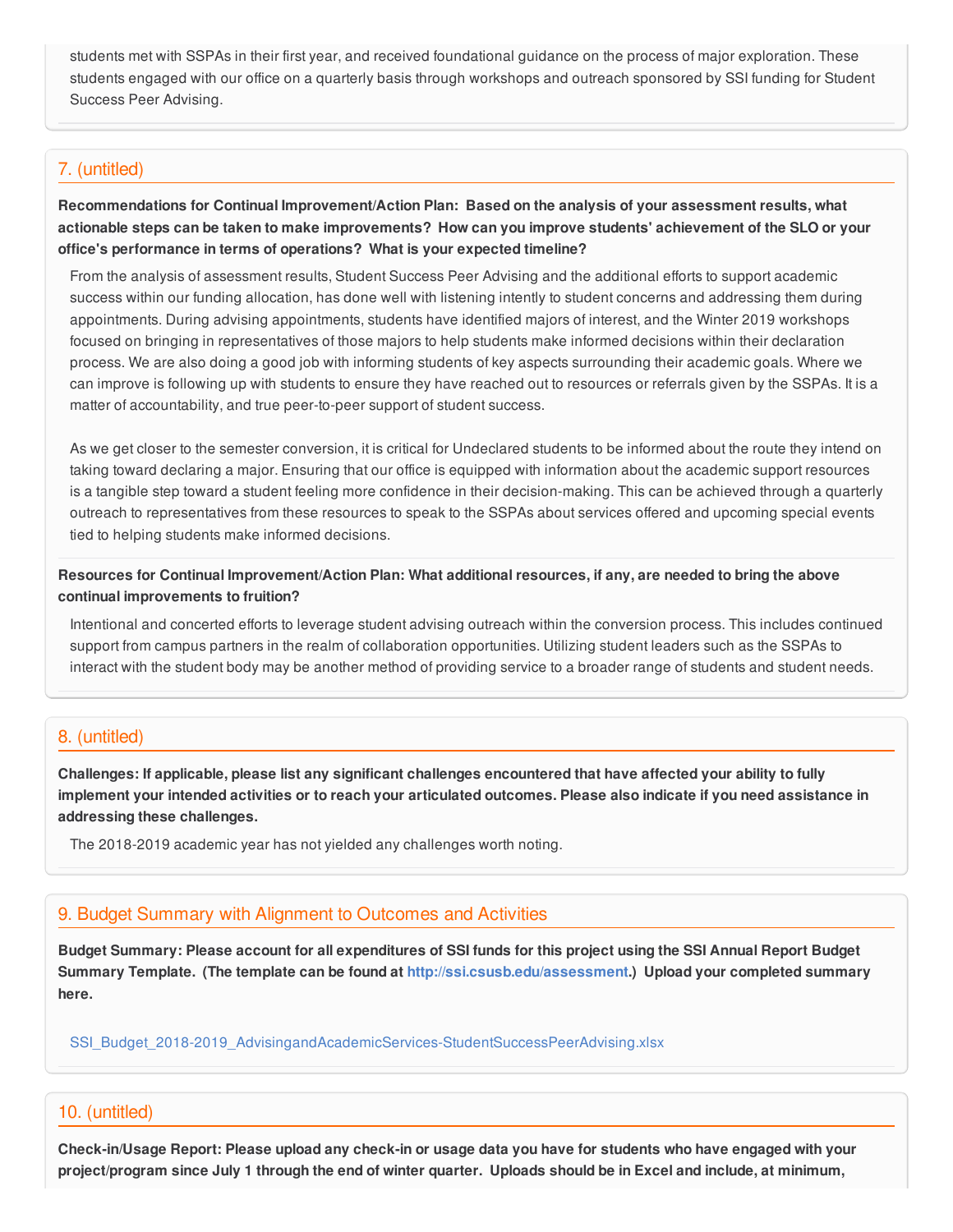students met with SSPAs in their first year, and received foundational guidance on the process of major exploration. These students engaged with our office on a quarterly basis through workshops and outreach sponsored by SSI funding for Student Success Peer Advising.

## 7. (untitled)

**Recommendations for Continual Improvement/Action Plan: Based on the analysis of your assessment results, what actionable steps can be taken to make improvements? How can you improve students' achievement of the SLO or your office's performance in terms of operations? What is your expected timeline?**

From the analysis of assessment results, Student Success Peer Advising and the additional efforts to support academic success within our funding allocation, has done well with listening intently to student concerns and addressing them during appointments. During advising appointments, students have identified majors of interest, and the Winter 2019 workshops focused on bringing in representatives of those majors to help students make informed decisions within their declaration process. We are also doing a good job with informing students of key aspects surrounding their academic goals. Where we can improve is following up with students to ensure they have reached out to resources or referrals given by the SSPAs. It is a matter of accountability, and true peer-to-peer support of student success.

As we get closer to the semester conversion, it is critical for Undeclared students to be informed about the route they intend on taking toward declaring a major. Ensuring that our office is equipped with information about the academic support resources is a tangible step toward a student feeling more confidence in their decision-making. This can be achieved through a quarterly outreach to representatives from these resources to speak to the SSPAs about services offered and upcoming special events tied to helping students make informed decisions.

**Resources for Continual Improvement/Action Plan: What additional resources, if any, are needed to bring the above continual improvements to fruition?**

Intentional and concerted efforts to leverage student advising outreach within the conversion process. This includes continued support from campus partners in the realm of collaboration opportunities. Utilizing student leaders such as the SSPAs to interact with the student body may be another method of providing service to a broader range of students and student needs.

## 8. (untitled)

**Challenges: If applicable, please list any significant challenges encountered that have affected your ability to fully implement your intended activities or to reach your articulated outcomes. Please also indicate if you need assistance in addressing these challenges.**

The 2018-2019 academic year has not yielded any challenges worth noting.

## 9. Budget Summary with Alignment to Outcomes and Activities

**Budget Summary: Please account for all expenditures of SSI funds for this project using the SSI Annual Report Budget Summary Template. (The template can be found at http://ssi.csusb.edu/assessment.) Upload your completed summary here.**

SSI_Budget_2018-2019_AdvisingandAcademicServices-StudentSuccessPeerAdvising.xlsx

## 10. (untitled)

**Check-in/Usage Report: Please upload any check-in or usage data you have for students who have engaged with your project/program since July 1 through the end of winter quarter. Uploads should be in Excel and include, at minimum,**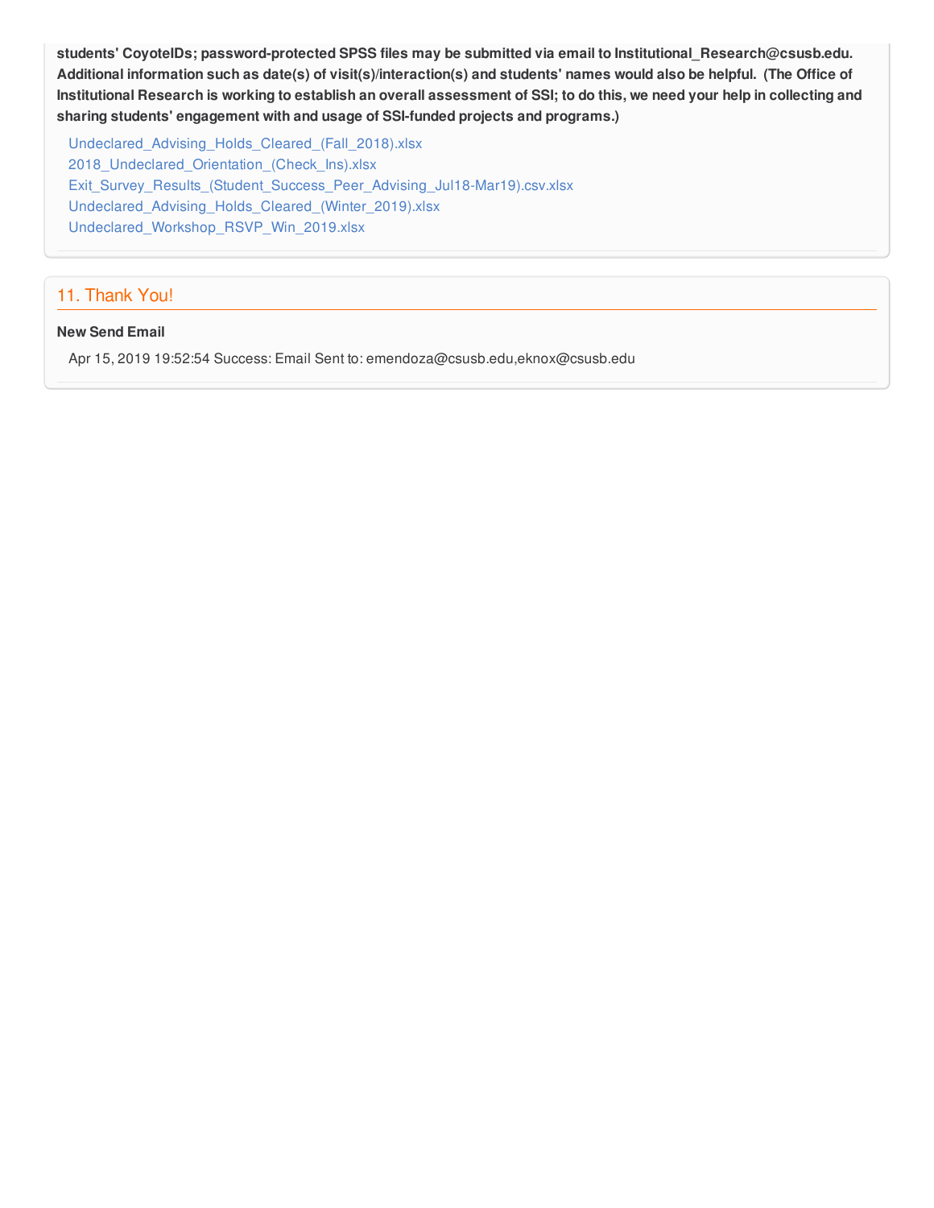**students' CoyoteIDs; password-protected SPSS files may be submitted via email to Institutional_Research@csusb.edu. Additional information such as date(s) of visit(s)/interaction(s) and students' names would also be helpful. (The Office of Institutional Research is working to establish an overall assessment of SSI; to do this, we need your help in collecting and sharing students' engagement with and usage of SSI-funded projects and programs.)**

Undeclared_Advising_Holds_Cleared_(Fall_2018).xlsx
2018_Undeclared_Orientation_(Check_Ins).xlsx
Exit_Survey_Results_(Student_Success_Peer_Advising_Jul18-Mar19).csv.xlsx
Undeclared_Advising_Holds_Cleared_(Winter_2019).xlsx
Undeclared_Workshop_RSVP_Win_2019.xlsx

## 11. Thank You!

**New Send Email**

Apr 15, 2019 19:52:54 Success: Email Sent to: emendoza@csusb.edu,eknox@csusb.edu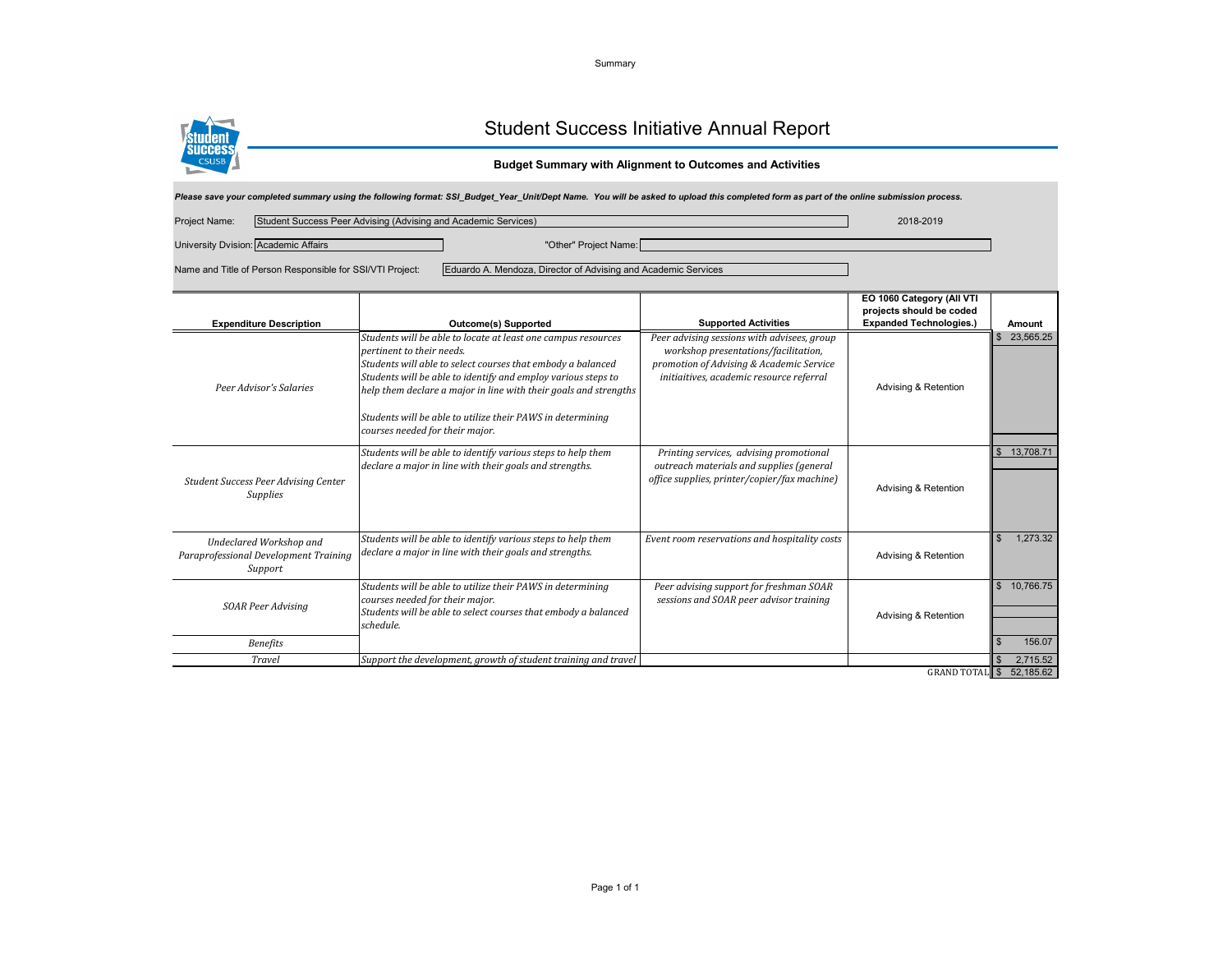# Student Success Initiative Annual Report

## Budget Summary with Alignment to Outcomes and Activities

***Please save your completed summary using the following format: SSI_Budget_Year_Unit/Dept Name. You will be asked to upload this completed form as part of the online submission process.***

Project Name: Student Success Peer Advising (Advising and Academic Services) — 2018-2019

University Dvision: Academic Affairs — "Other" Project Name:

Name and Title of Person Responsible for SSI/VTI Project: Eduardo A. Mendoza, Director of Advising and Academic Services

| Expenditure Description | Outcome(s) Supported | Supported Activities | EO 1060 Category (All VTI projects should be coded Expanded Technologies.) | Amount |
|---|---|---|---|---|
| *Peer Advisor's Salaries* | *Students will be able to locate at least one campus resources pertinent to their needs.* *Students will able to select courses that embody a balanced* *Students will be able to identify and employ various steps to help them declare a major in line with their goals and strengths* *Students will be able to utilize their PAWS in determining courses needed for their major.* | *Peer advising sessions with advisees, group workshop presentations/facilitation, promotion of Advising & Academic Service initiaitives, academic resource referral* | Advising & Retention | $ 23,565.25 |
| *Student Success Peer Advising Center Supplies* | *Students will be able to identify various steps to help them declare a major in line with their goals and strengths.* | *Printing services, advising promotional outreach materials and supplies (general office supplies, printer/copier/fax machine)* | Advising & Retention | $ 13,708.71 |
| *Undeclared Workshop and Paraprofessional Development Training Support* | *Students will be able to identify various steps to help them declare a major in line with their goals and strengths.* | *Event room reservations and hospitality costs* | Advising & Retention | $ 1,273.32 |
| *SOAR Peer Advising* | *Students will be able to utilize their PAWS in determining courses needed for their major.* *Students will be able to select courses that embody a balanced schedule.* | *Peer advising support for freshman SOAR sessions and SOAR peer advisor training* | Advising & Retention | $ 10,766.75 |
| *Benefits* | | | | $ 156.07 |
| *Travel* | *Support the development, growth of student training and travel* | | | $ 2,715.52 |
| | | | GRAND TOTAL | $ 52,185.62 |